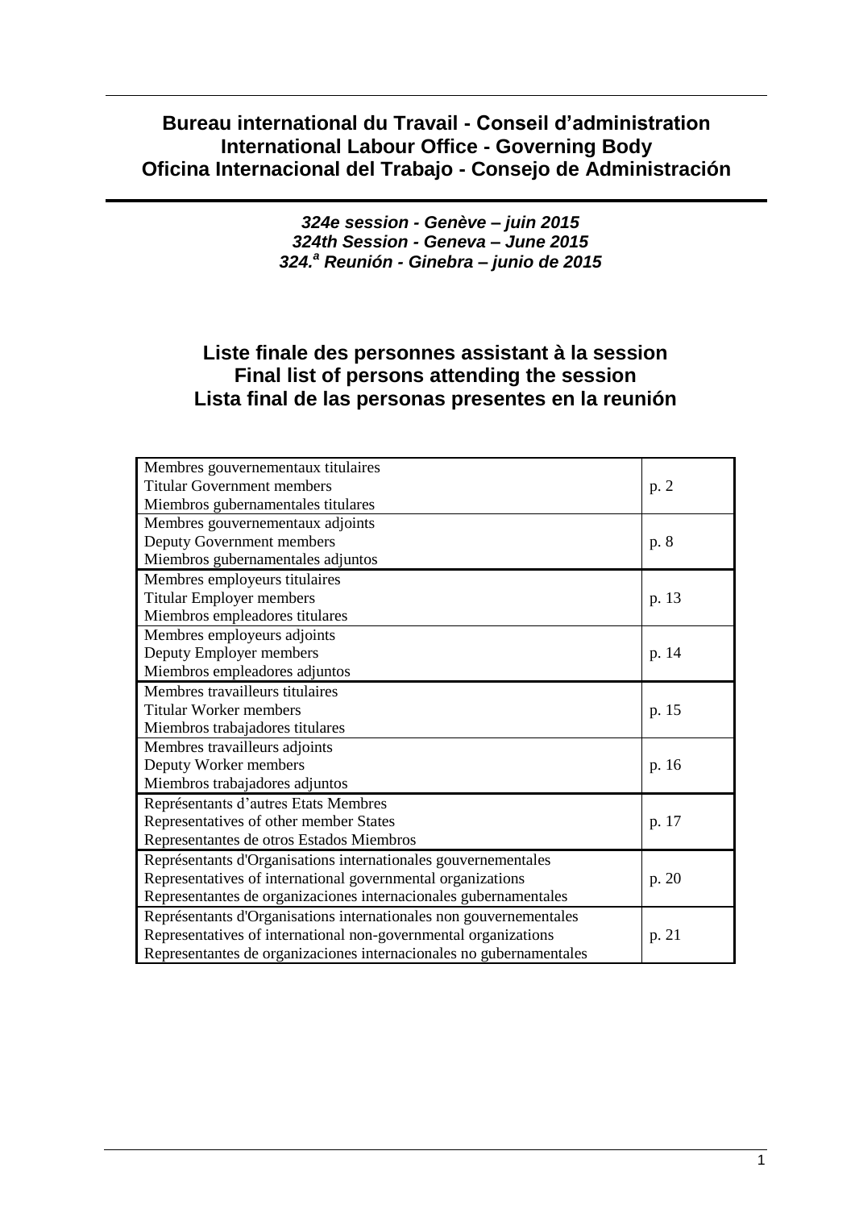**Bureau international du Travail - Conseil d'administration**
**International Labour Office - Governing Body**
**Oficina Internacional del Trabajo - Consejo de Administración**

***324e session - Genève – juin 2015***
***324th Session - Geneva – June 2015***
***324.ª Reunión - Ginebra – junio de 2015***

# Liste finale des personnes assistant à la session
# Final list of persons attending the session
# Lista final de las personas presentes en la reunión

| | |
|---|---|
| Membres gouvernementaux titulaires<br>Titular Government members<br>Miembros gubernamentales titulares | p. 2 |
| Membres gouvernementaux adjoints<br>Deputy Government members<br>Miembros gubernamentales adjuntos | p. 8 |
| Membres employeurs titulaires<br>Titular Employer members<br>Miembros empleadores titulares | p. 13 |
| Membres employeurs adjoints<br>Deputy Employer members<br>Miembros empleadores adjuntos | p. 14 |
| Membres travailleurs titulaires<br>Titular Worker members<br>Miembros trabajadores titulares | p. 15 |
| Membres travailleurs adjoints<br>Deputy Worker members<br>Miembros trabajadores adjuntos | p. 16 |
| Représentants d'autres Etats Membres<br>Representatives of other member States<br>Representantes de otros Estados Miembros | p. 17 |
| Représentants d'Organisations internationales gouvernementales<br>Representatives of international governmental organizations<br>Representantes de organizaciones internacionales gubernamentales | p. 20 |
| Représentants d'Organisations internationales non gouvernementales<br>Representatives of international non-governmental organizations<br>Representantes de organizaciones internacionales no gubernamentales | p. 21 |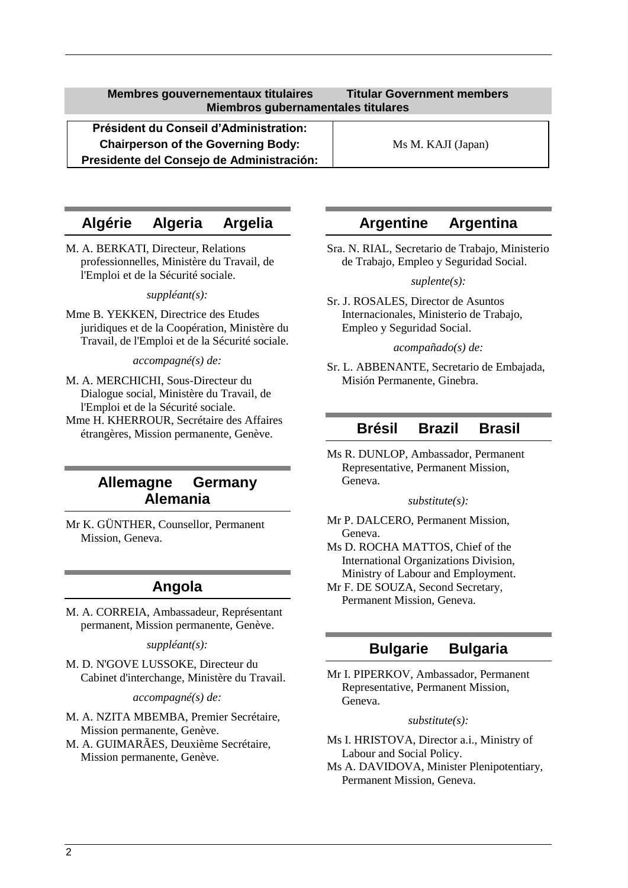## Membres gouvernementaux titulaires — Titular Government members — Miembros gubernamentales titulares

| Président du Conseil d'Administration: Chairperson of the Governing Body: Presidente del Consejo de Administración: | Ms M. KAJI (Japan) |
|---|---|

### Algérie Algeria Argelia

M. A. BERKATI, Directeur, Relations professionnelles, Ministère du Travail, de l'Emploi et de la Sécurité sociale.

*suppléant(s):*

Mme B. YEKKEN, Directrice des Etudes juridiques et de la Coopération, Ministère du Travail, de l'Emploi et de la Sécurité sociale.

*accompagné(s) de:*

M. A. MERCHICHI, Sous-Directeur du Dialogue social, Ministère du Travail, de l'Emploi et de la Sécurité sociale.
Mme H. KHERROUR, Secrétaire des Affaires étrangères, Mission permanente, Genève.

### Allemagne Germany Alemania

Mr K. GÜNTHER, Counsellor, Permanent Mission, Geneva.

### Angola

M. A. CORREIA, Ambassadeur, Représentant permanent, Mission permanente, Genève.

*suppléant(s):*

M. D. N'GOVE LUSSOKE, Directeur du Cabinet d'interchange, Ministère du Travail.

*accompagné(s) de:*

M. A. NZITA MBEMBA, Premier Secrétaire, Mission permanente, Genève.
M. A. GUIMARÃES, Deuxième Secrétaire, Mission permanente, Genève.

### Argentine Argentina

Sra. N. RIAL, Secretario de Trabajo, Ministerio de Trabajo, Empleo y Seguridad Social.

*suplente(s):*

Sr. J. ROSALES, Director de Asuntos Internacionales, Ministerio de Trabajo, Empleo y Seguridad Social.

*acompañado(s) de:*

Sr. L. ABBENANTE, Secretario de Embajada, Misión Permanente, Ginebra.

### Brésil Brazil Brasil

Ms R. DUNLOP, Ambassador, Permanent Representative, Permanent Mission, Geneva.

*substitute(s):*

Mr P. DALCERO, Permanent Mission, Geneva.
Ms D. ROCHA MATTOS, Chief of the International Organizations Division, Ministry of Labour and Employment.
Mr F. DE SOUZA, Second Secretary, Permanent Mission, Geneva.

### Bulgarie Bulgaria

Mr I. PIPERKOV, Ambassador, Permanent Representative, Permanent Mission, Geneva.

*substitute(s):*

Ms I. HRISTOVA, Director a.i., Ministry of Labour and Social Policy.
Ms A. DAVIDOVA, Minister Plenipotentiary, Permanent Mission, Geneva.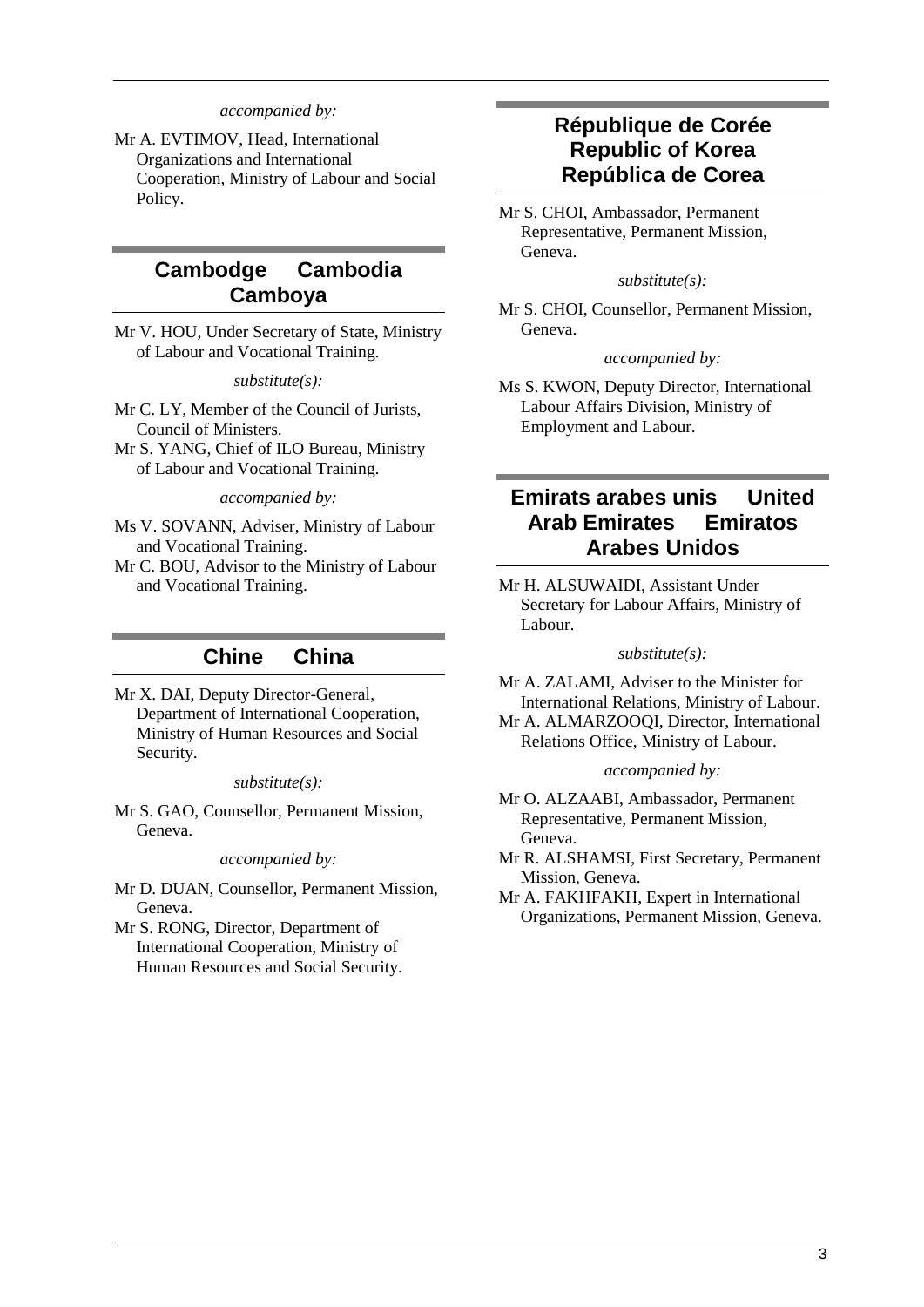*accompanied by:*

Mr A. EVTIMOV, Head, International Organizations and International Cooperation, Ministry of Labour and Social Policy.

## Cambodge Cambodia Camboya

Mr V. HOU, Under Secretary of State, Ministry of Labour and Vocational Training.

*substitute(s):*

Mr C. LY, Member of the Council of Jurists, Council of Ministers.

Mr S. YANG, Chief of ILO Bureau, Ministry of Labour and Vocational Training.

*accompanied by:*

Ms V. SOVANN, Adviser, Ministry of Labour and Vocational Training.

Mr C. BOU, Advisor to the Ministry of Labour and Vocational Training.

## Chine China

Mr X. DAI, Deputy Director-General, Department of International Cooperation, Ministry of Human Resources and Social Security.

*substitute(s):*

Mr S. GAO, Counsellor, Permanent Mission, Geneva.

*accompanied by:*

Mr D. DUAN, Counsellor, Permanent Mission, Geneva.

Mr S. RONG, Director, Department of International Cooperation, Ministry of Human Resources and Social Security.

## République de Corée Republic of Korea República de Corea

Mr S. CHOI, Ambassador, Permanent Representative, Permanent Mission, Geneva.

*substitute(s):*

Mr S. CHOI, Counsellor, Permanent Mission, Geneva.

*accompanied by:*

Ms S. KWON, Deputy Director, International Labour Affairs Division, Ministry of Employment and Labour.

## Emirats arabes unis United Arab Emirates Emiratos Arabes Unidos

Mr H. ALSUWAIDI, Assistant Under Secretary for Labour Affairs, Ministry of Labour.

*substitute(s):*

Mr A. ZALAMI, Adviser to the Minister for International Relations, Ministry of Labour.

Mr A. ALMARZOOQI, Director, International Relations Office, Ministry of Labour.

*accompanied by:*

Mr O. ALZAABI, Ambassador, Permanent Representative, Permanent Mission, Geneva.

Mr R. ALSHAMSI, First Secretary, Permanent Mission, Geneva.

Mr A. FAKHFAKH, Expert in International Organizations, Permanent Mission, Geneva.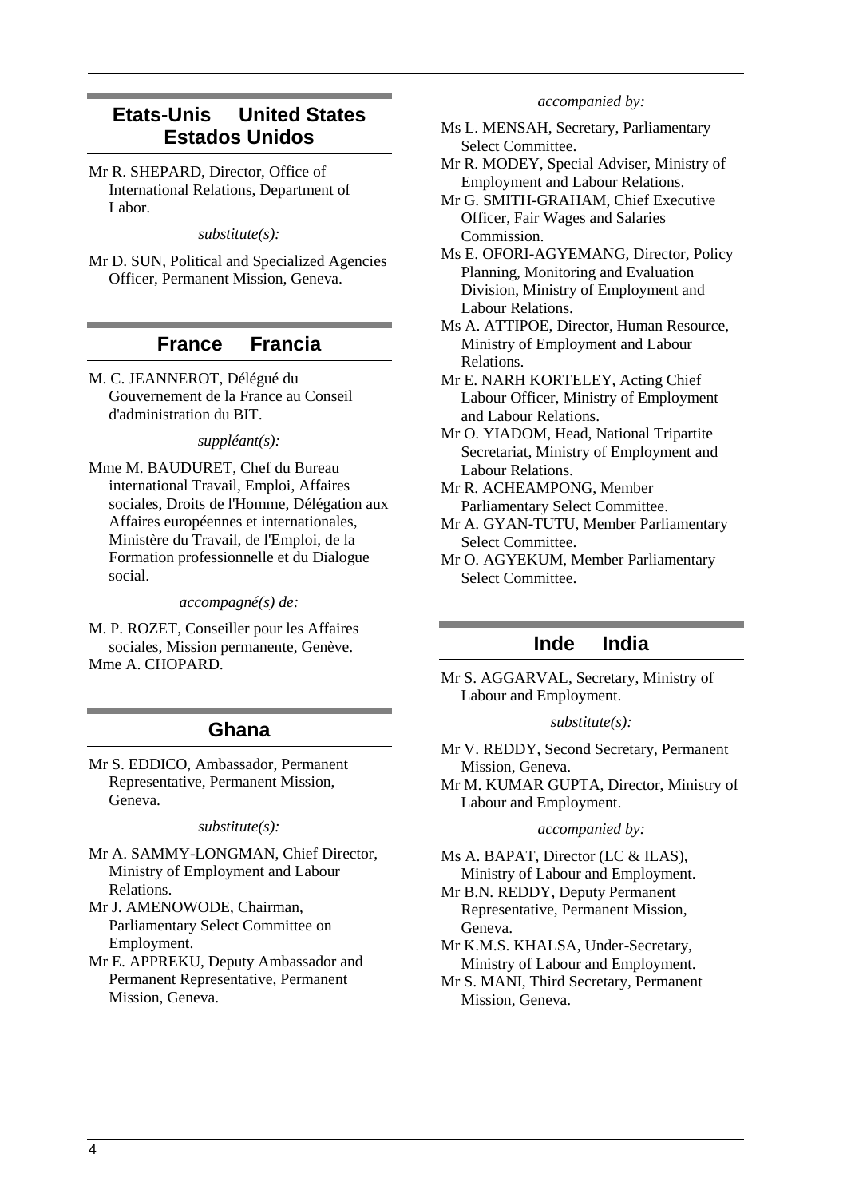## Etats-Unis United States Estados Unidos

Mr R. SHEPARD, Director, Office of International Relations, Department of Labor.

*substitute(s):*

Mr D. SUN, Political and Specialized Agencies Officer, Permanent Mission, Geneva.

## France Francia

M. C. JEANNEROT, Délégué du Gouvernement de la France au Conseil d'administration du BIT.

*suppléant(s):*

Mme M. BAUDURET, Chef du Bureau international Travail, Emploi, Affaires sociales, Droits de l'Homme, Délégation aux Affaires européennes et internationales, Ministère du Travail, de l'Emploi, de la Formation professionnelle et du Dialogue social.

*accompagné(s) de:*

M. P. ROZET, Conseiller pour les Affaires sociales, Mission permanente, Genève.
Mme A. CHOPARD.

## Ghana

Mr S. EDDICO, Ambassador, Permanent Representative, Permanent Mission, Geneva.

*substitute(s):*

Mr A. SAMMY-LONGMAN, Chief Director, Ministry of Employment and Labour Relations.
Mr J. AMENOWODE, Chairman, Parliamentary Select Committee on Employment.
Mr E. APPREKU, Deputy Ambassador and Permanent Representative, Permanent Mission, Geneva.

*accompanied by:*

Ms L. MENSAH, Secretary, Parliamentary Select Committee.
Mr R. MODEY, Special Adviser, Ministry of Employment and Labour Relations.
Mr G. SMITH-GRAHAM, Chief Executive Officer, Fair Wages and Salaries Commission.
Ms E. OFORI-AGYEMANG, Director, Policy Planning, Monitoring and Evaluation Division, Ministry of Employment and Labour Relations.
Ms A. ATTIPOE, Director, Human Resource, Ministry of Employment and Labour Relations.
Mr E. NARH KORTELEY, Acting Chief Labour Officer, Ministry of Employment and Labour Relations.
Mr O. YIADOM, Head, National Tripartite Secretariat, Ministry of Employment and Labour Relations.
Mr R. ACHEAMPONG, Member Parliamentary Select Committee.
Mr A. GYAN-TUTU, Member Parliamentary Select Committee.
Mr O. AGYEKUM, Member Parliamentary Select Committee.

## Inde India

Mr S. AGGARVAL, Secretary, Ministry of Labour and Employment.

*substitute(s):*

Mr V. REDDY, Second Secretary, Permanent Mission, Geneva.
Mr M. KUMAR GUPTA, Director, Ministry of Labour and Employment.

*accompanied by:*

Ms A. BAPAT, Director (LC & ILAS), Ministry of Labour and Employment.
Mr B.N. REDDY, Deputy Permanent Representative, Permanent Mission, Geneva.
Mr K.M.S. KHALSA, Under-Secretary, Ministry of Labour and Employment.
Mr S. MANI, Third Secretary, Permanent Mission, Geneva.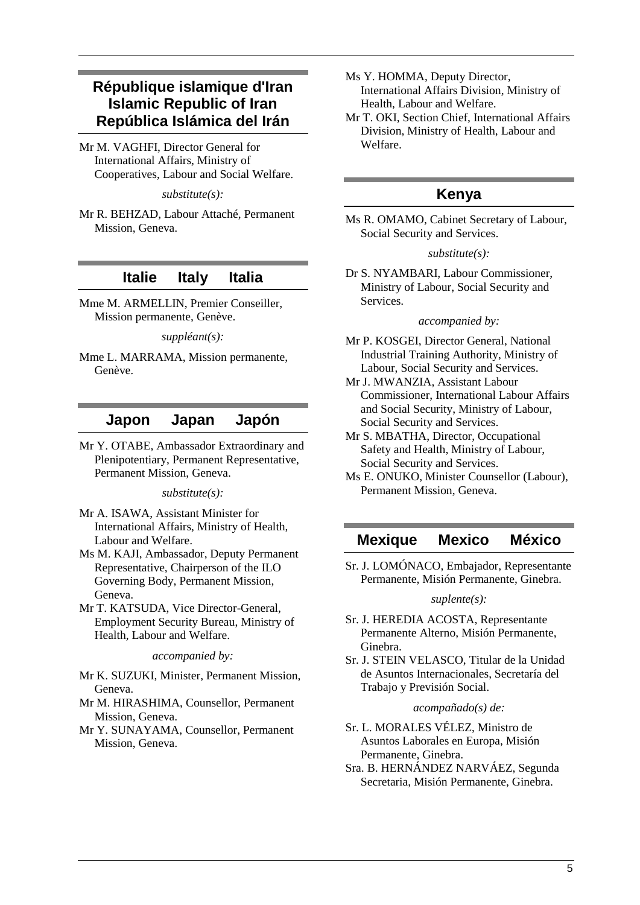## République islamique d'Iran
## Islamic Republic of Iran
## República Islámica del Irán

Mr M. VAGHFI, Director General for International Affairs, Ministry of Cooperatives, Labour and Social Welfare.

*substitute(s):*

Mr R. BEHZAD, Labour Attaché, Permanent Mission, Geneva.

## Italie Italy Italia

Mme M. ARMELLIN, Premier Conseiller, Mission permanente, Genève.

*suppléant(s):*

Mme L. MARRAMA, Mission permanente, Genève.

## Japon Japan Japón

Mr Y. OTABE, Ambassador Extraordinary and Plenipotentiary, Permanent Representative, Permanent Mission, Geneva.

*substitute(s):*

Mr A. ISAWA, Assistant Minister for International Affairs, Ministry of Health, Labour and Welfare.

Ms M. KAJI, Ambassador, Deputy Permanent Representative, Chairperson of the ILO Governing Body, Permanent Mission, Geneva.

Mr T. KATSUDA, Vice Director-General, Employment Security Bureau, Ministry of Health, Labour and Welfare.

*accompanied by:*

Mr K. SUZUKI, Minister, Permanent Mission, Geneva.

Mr M. HIRASHIMA, Counsellor, Permanent Mission, Geneva.

Mr Y. SUNAYAMA, Counsellor, Permanent Mission, Geneva.

Ms Y. HOMMA, Deputy Director, International Affairs Division, Ministry of Health, Labour and Welfare.

Mr T. OKI, Section Chief, International Affairs Division, Ministry of Health, Labour and Welfare.

## Kenya

Ms R. OMAMO, Cabinet Secretary of Labour, Social Security and Services.

*substitute(s):*

Dr S. NYAMBARI, Labour Commissioner, Ministry of Labour, Social Security and Services.

*accompanied by:*

Mr P. KOSGEI, Director General, National Industrial Training Authority, Ministry of Labour, Social Security and Services.

Mr J. MWANZIA, Assistant Labour Commissioner, International Labour Affairs and Social Security, Ministry of Labour, Social Security and Services.

Mr S. MBATHA, Director, Occupational Safety and Health, Ministry of Labour, Social Security and Services.

Ms E. ONUKO, Minister Counsellor (Labour), Permanent Mission, Geneva.

## Mexique Mexico México

Sr. J. LOMÓNACO, Embajador, Representante Permanente, Misión Permanente, Ginebra.

*suplente(s):*

Sr. J. HEREDIA ACOSTA, Representante Permanente Alterno, Misión Permanente, Ginebra.

Sr. J. STEIN VELASCO, Titular de la Unidad de Asuntos Internacionales, Secretaría del Trabajo y Previsión Social.

*acompañado(s) de:*

Sr. L. MORALES VÉLEZ, Ministro de Asuntos Laborales en Europa, Misión Permanente, Ginebra.

Sra. B. HERNÁNDEZ NARVÁEZ, Segunda Secretaria, Misión Permanente, Ginebra.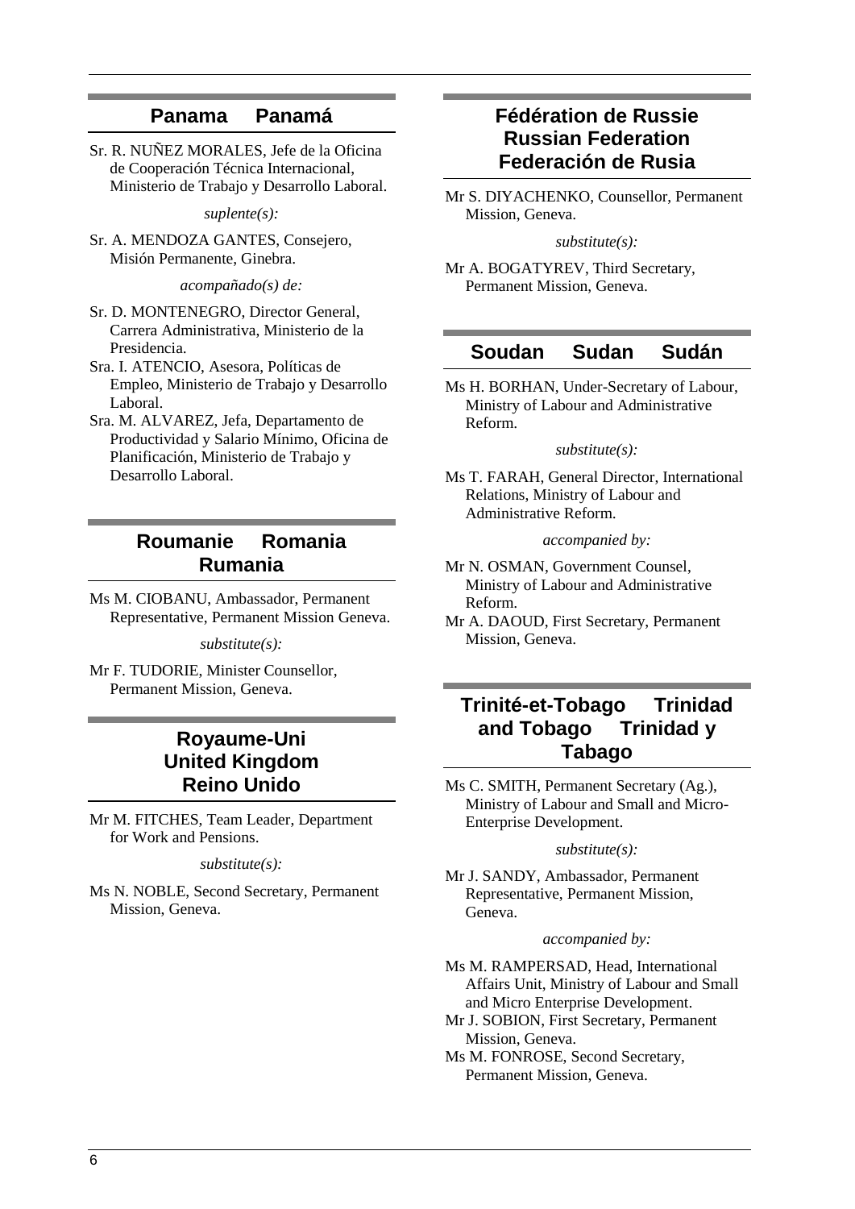## Panama Panamá

Sr. R. NUÑEZ MORALES, Jefe de la Oficina de Cooperación Técnica Internacional, Ministerio de Trabajo y Desarrollo Laboral.

*suplente(s):*

Sr. A. MENDOZA GANTES, Consejero, Misión Permanente, Ginebra.

*acompañado(s) de:*

Sr. D. MONTENEGRO, Director General, Carrera Administrativa, Ministerio de la Presidencia.

Sra. I. ATENCIO, Asesora, Políticas de Empleo, Ministerio de Trabajo y Desarrollo Laboral.

Sra. M. ALVAREZ, Jefa, Departamento de Productividad y Salario Mínimo, Oficina de Planificación, Ministerio de Trabajo y Desarrollo Laboral.

## Roumanie Romania Rumania

Ms M. CIOBANU, Ambassador, Permanent Representative, Permanent Mission Geneva.

*substitute(s):*

Mr F. TUDORIE, Minister Counsellor, Permanent Mission, Geneva.

## Royaume-Uni United Kingdom Reino Unido

Mr M. FITCHES, Team Leader, Department for Work and Pensions.

*substitute(s):*

Ms N. NOBLE, Second Secretary, Permanent Mission, Geneva.

## Fédération de Russie Russian Federation Federación de Rusia

Mr S. DIYACHENKO, Counsellor, Permanent Mission, Geneva.

*substitute(s):*

Mr A. BOGATYREV, Third Secretary, Permanent Mission, Geneva.

## Soudan Sudan Sudán

Ms H. BORHAN, Under-Secretary of Labour, Ministry of Labour and Administrative Reform.

*substitute(s):*

Ms T. FARAH, General Director, International Relations, Ministry of Labour and Administrative Reform.

*accompanied by:*

Mr N. OSMAN, Government Counsel, Ministry of Labour and Administrative Reform.

Mr A. DAOUD, First Secretary, Permanent Mission, Geneva.

## Trinité-et-Tobago Trinidad and Tobago Trinidad y Tabago

Ms C. SMITH, Permanent Secretary (Ag.), Ministry of Labour and Small and Micro-Enterprise Development.

*substitute(s):*

Mr J. SANDY, Ambassador, Permanent Representative, Permanent Mission, Geneva.

*accompanied by:*

Ms M. RAMPERSAD, Head, International Affairs Unit, Ministry of Labour and Small and Micro Enterprise Development.

Mr J. SOBION, First Secretary, Permanent Mission, Geneva.

Ms M. FONROSE, Second Secretary, Permanent Mission, Geneva.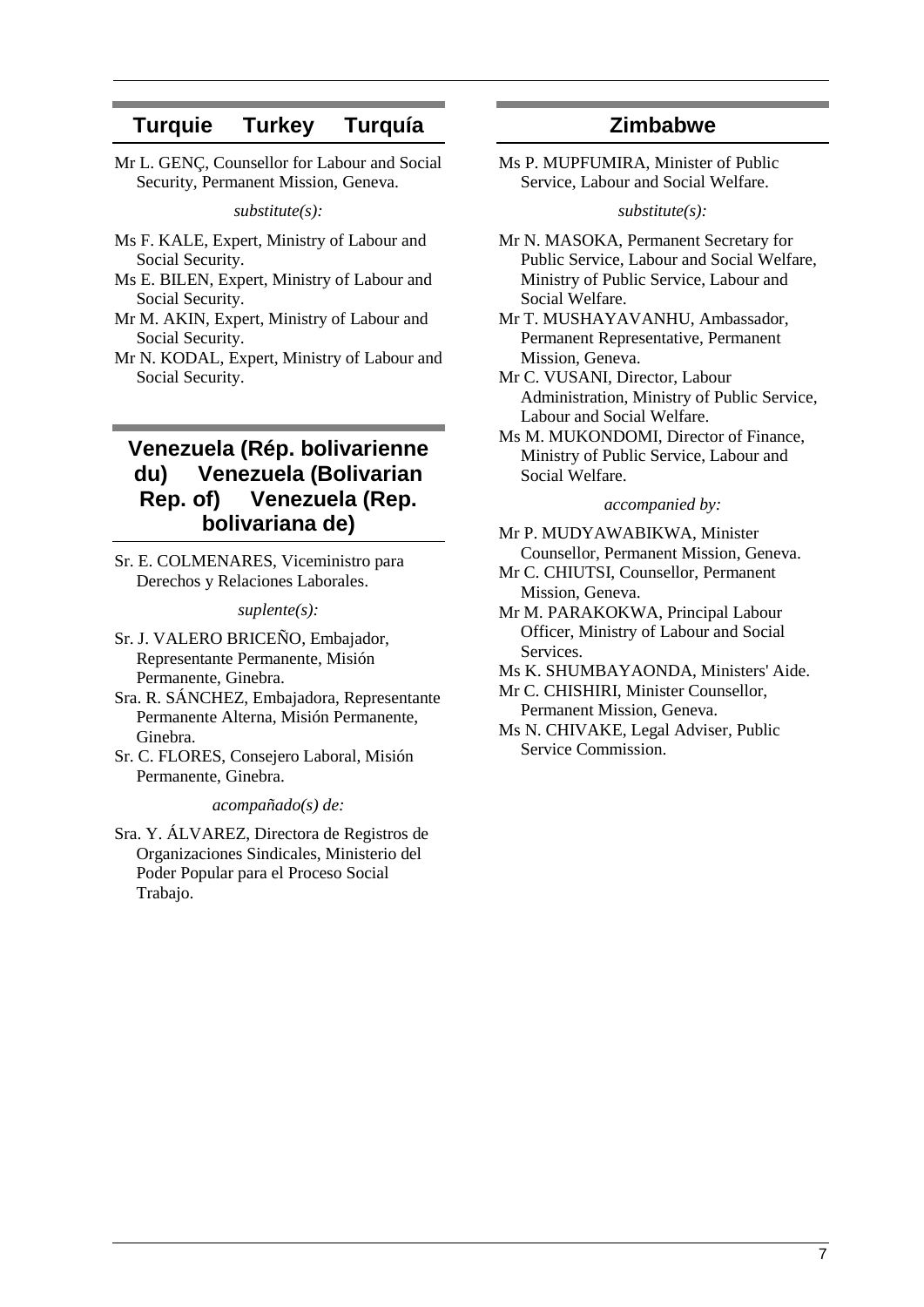## Turquie Turkey Turquía

Mr L. GENÇ, Counsellor for Labour and Social Security, Permanent Mission, Geneva.

*substitute(s):*

Ms F. KALE, Expert, Ministry of Labour and Social Security.

Ms E. BILEN, Expert, Ministry of Labour and Social Security.

Mr M. AKIN, Expert, Ministry of Labour and Social Security.

Mr N. KODAL, Expert, Ministry of Labour and Social Security.

## Venezuela (Rép. bolivarienne du) Venezuela (Bolivarian Rep. of) Venezuela (Rep. bolivariana de)

Sr. E. COLMENARES, Viceministro para Derechos y Relaciones Laborales.

*suplente(s):*

Sr. J. VALERO BRICEÑO, Embajador, Representante Permanente, Misión Permanente, Ginebra.

Sra. R. SÁNCHEZ, Embajadora, Representante Permanente Alterna, Misión Permanente, Ginebra.

Sr. C. FLORES, Consejero Laboral, Misión Permanente, Ginebra.

*acompañado(s) de:*

Sra. Y. ÁLVAREZ, Directora de Registros de Organizaciones Sindicales, Ministerio del Poder Popular para el Proceso Social Trabajo.

## Zimbabwe

Ms P. MUPFUMIRA, Minister of Public Service, Labour and Social Welfare.

*substitute(s):*

Mr N. MASOKA, Permanent Secretary for Public Service, Labour and Social Welfare, Ministry of Public Service, Labour and Social Welfare.

Mr T. MUSHAYAVANHU, Ambassador, Permanent Representative, Permanent Mission, Geneva.

Mr C. VUSANI, Director, Labour Administration, Ministry of Public Service, Labour and Social Welfare.

Ms M. MUKONDOMI, Director of Finance, Ministry of Public Service, Labour and Social Welfare.

*accompanied by:*

Mr P. MUDYAWABIKWA, Minister Counsellor, Permanent Mission, Geneva.

Mr C. CHIUTSI, Counsellor, Permanent Mission, Geneva.

Mr M. PARAKOKWA, Principal Labour Officer, Ministry of Labour and Social Services.

Ms K. SHUMBAYAONDA, Ministers' Aide.

Mr C. CHISHIRI, Minister Counsellor, Permanent Mission, Geneva.

Ms N. CHIVAKE, Legal Adviser, Public Service Commission.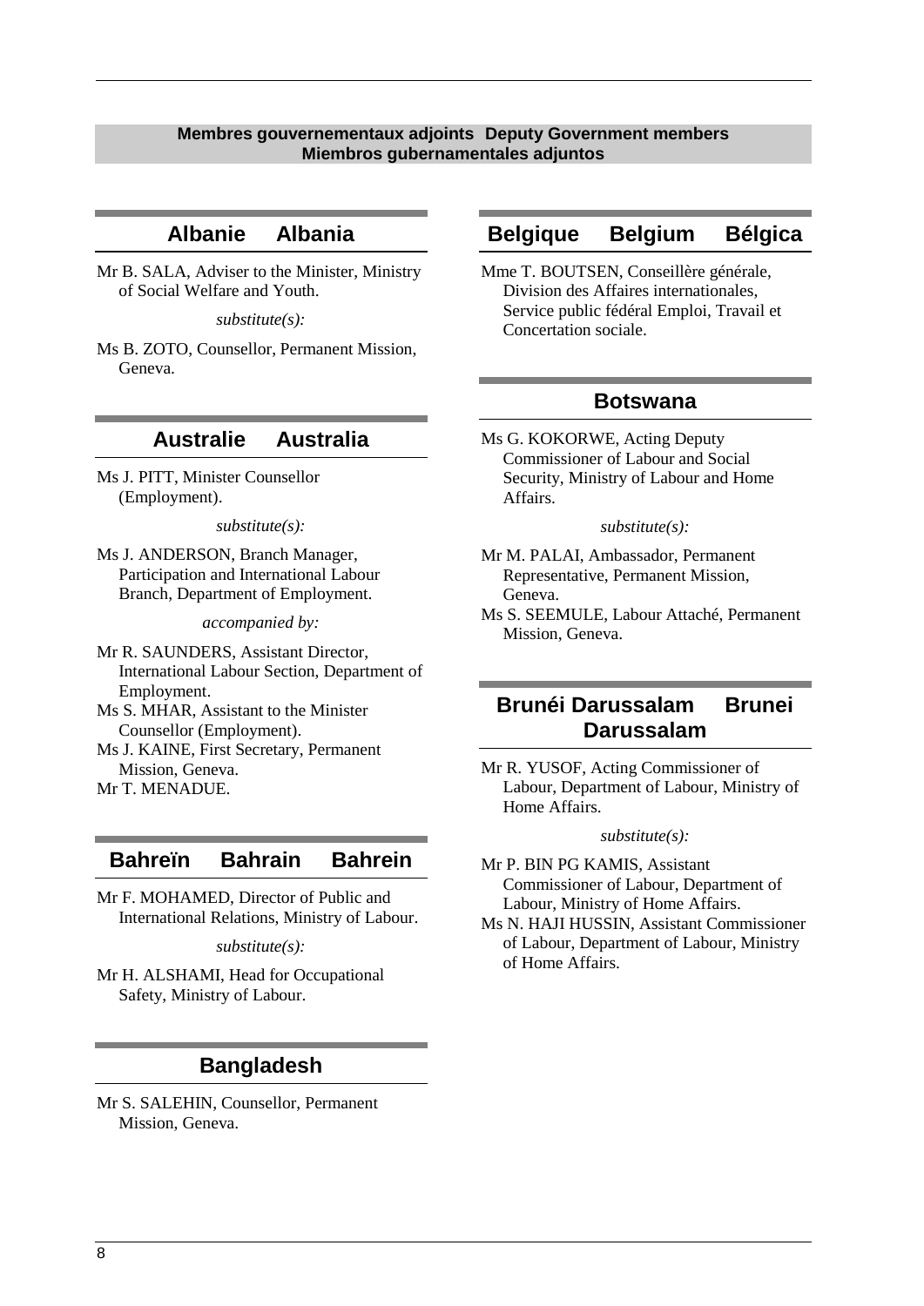## Membres gouvernementaux adjoints Deputy Government members Miembros gubernamentales adjuntos

### Albanie Albania

Mr B. SALA, Adviser to the Minister, Ministry of Social Welfare and Youth.

*substitute(s):*

Ms B. ZOTO, Counsellor, Permanent Mission, Geneva.

### Australie Australia

Ms J. PITT, Minister Counsellor (Employment).

*substitute(s):*

Ms J. ANDERSON, Branch Manager, Participation and International Labour Branch, Department of Employment.

*accompanied by:*

Mr R. SAUNDERS, Assistant Director, International Labour Section, Department of Employment.

Ms S. MHAR, Assistant to the Minister Counsellor (Employment).

Ms J. KAINE, First Secretary, Permanent Mission, Geneva.

Mr T. MENADUE.

### Bahreïn Bahrain Bahrein

Mr F. MOHAMED, Director of Public and International Relations, Ministry of Labour.

*substitute(s):*

Mr H. ALSHAMI, Head for Occupational Safety, Ministry of Labour.

### Bangladesh

Mr S. SALEHIN, Counsellor, Permanent Mission, Geneva.

### Belgique Belgium Bélgica

Mme T. BOUTSEN, Conseillère générale, Division des Affaires internationales, Service public fédéral Emploi, Travail et Concertation sociale.

### Botswana

Ms G. KOKORWE, Acting Deputy Commissioner of Labour and Social Security, Ministry of Labour and Home Affairs.

*substitute(s):*

Mr M. PALAI, Ambassador, Permanent Representative, Permanent Mission, Geneva.

Ms S. SEEMULE, Labour Attaché, Permanent Mission, Geneva.

### Brunéi Darussalam Brunei Darussalam

Mr R. YUSOF, Acting Commissioner of Labour, Department of Labour, Ministry of Home Affairs.

*substitute(s):*

Mr P. BIN PG KAMIS, Assistant Commissioner of Labour, Department of Labour, Ministry of Home Affairs.

Ms N. HAJI HUSSIN, Assistant Commissioner of Labour, Department of Labour, Ministry of Home Affairs.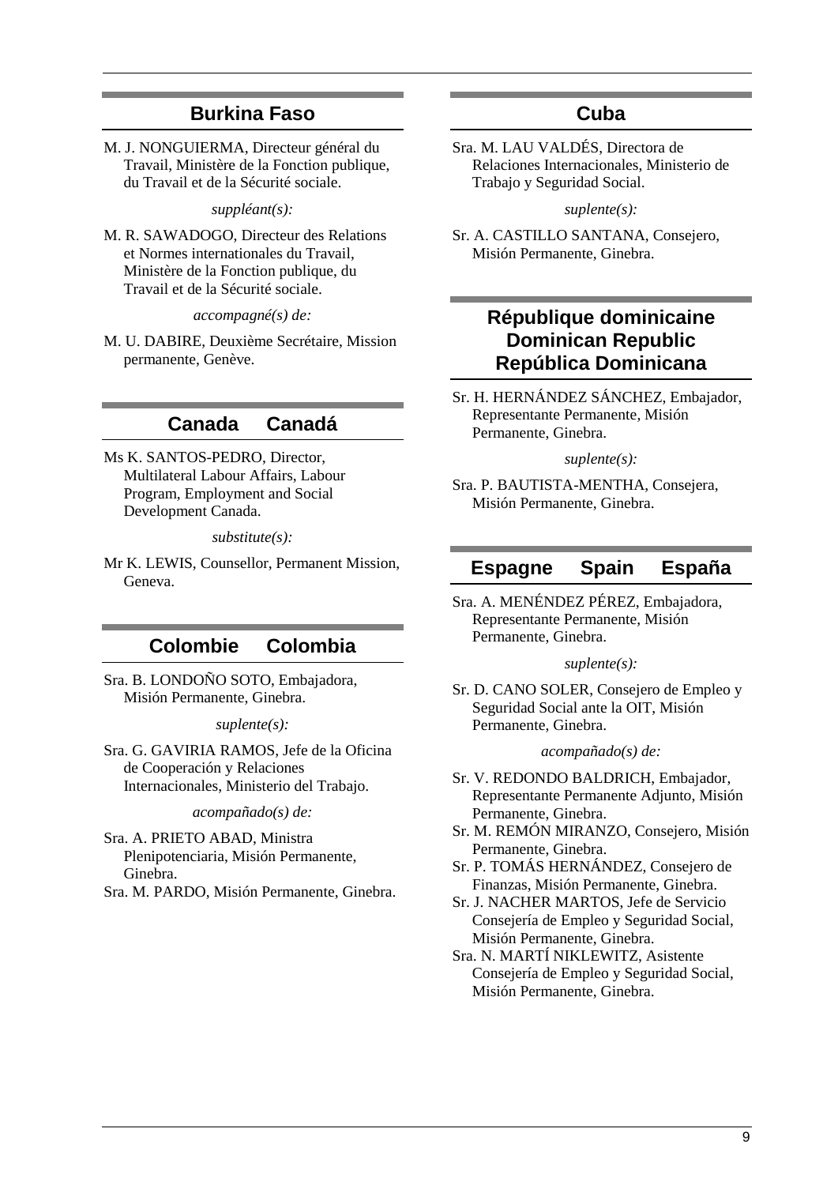## Burkina Faso

M. J. NONGUIERMA, Directeur général du Travail, Ministère de la Fonction publique, du Travail et de la Sécurité sociale.

*suppléant(s):*

M. R. SAWADOGO, Directeur des Relations et Normes internationales du Travail, Ministère de la Fonction publique, du Travail et de la Sécurité sociale.

*accompagné(s) de:*

M. U. DABIRE, Deuxième Secrétaire, Mission permanente, Genève.

## Canada Canadá

Ms K. SANTOS-PEDRO, Director, Multilateral Labour Affairs, Labour Program, Employment and Social Development Canada.

*substitute(s):*

Mr K. LEWIS, Counsellor, Permanent Mission, Geneva.

## Colombie Colombia

Sra. B. LONDOÑO SOTO, Embajadora, Misión Permanente, Ginebra.

*suplente(s):*

Sra. G. GAVIRIA RAMOS, Jefe de la Oficina de Cooperación y Relaciones Internacionales, Ministerio del Trabajo.

*acompañado(s) de:*

Sra. A. PRIETO ABAD, Ministra Plenipotenciaria, Misión Permanente, Ginebra.
Sra. M. PARDO, Misión Permanente, Ginebra.

## Cuba

Sra. M. LAU VALDÉS, Directora de Relaciones Internacionales, Ministerio de Trabajo y Seguridad Social.

*suplente(s):*

Sr. A. CASTILLO SANTANA, Consejero, Misión Permanente, Ginebra.

## République dominicaine Dominican Republic República Dominicana

Sr. H. HERNÁNDEZ SÁNCHEZ, Embajador, Representante Permanente, Misión Permanente, Ginebra.

*suplente(s):*

Sra. P. BAUTISTA-MENTHA, Consejera, Misión Permanente, Ginebra.

## Espagne Spain España

Sra. A. MENÉNDEZ PÉREZ, Embajadora, Representante Permanente, Misión Permanente, Ginebra.

*suplente(s):*

Sr. D. CANO SOLER, Consejero de Empleo y Seguridad Social ante la OIT, Misión Permanente, Ginebra.

*acompañado(s) de:*

Sr. V. REDONDO BALDRICH, Embajador, Representante Permanente Adjunto, Misión Permanente, Ginebra.
Sr. M. REMÓN MIRANZO, Consejero, Misión Permanente, Ginebra.
Sr. P. TOMÁS HERNÁNDEZ, Consejero de Finanzas, Misión Permanente, Ginebra.
Sr. J. NACHER MARTOS, Jefe de Servicio Consejería de Empleo y Seguridad Social, Misión Permanente, Ginebra.
Sra. N. MARTÍ NIKLEWITZ, Asistente Consejería de Empleo y Seguridad Social, Misión Permanente, Ginebra.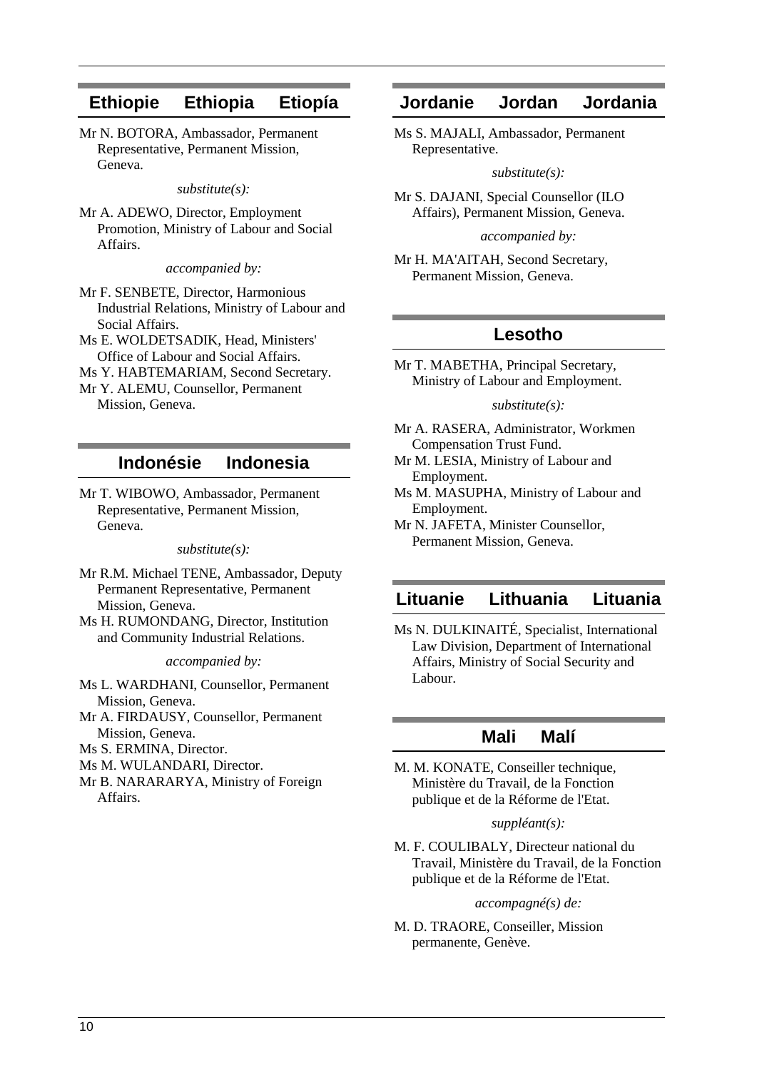## Ethiopie Ethiopia Etiopía

Mr N. BOTORA, Ambassador, Permanent Representative, Permanent Mission, Geneva.

*substitute(s):*

Mr A. ADEWO, Director, Employment Promotion, Ministry of Labour and Social Affairs.

*accompanied by:*

Mr F. SENBETE, Director, Harmonious Industrial Relations, Ministry of Labour and Social Affairs.

Ms E. WOLDETSADIK, Head, Ministers' Office of Labour and Social Affairs.

Ms Y. HABTEMARIAM, Second Secretary.

Mr Y. ALEMU, Counsellor, Permanent Mission, Geneva.

## Indonésie Indonesia

Mr T. WIBOWO, Ambassador, Permanent Representative, Permanent Mission, Geneva.

*substitute(s):*

Mr R.M. Michael TENE, Ambassador, Deputy Permanent Representative, Permanent Mission, Geneva.

Ms H. RUMONDANG, Director, Institution and Community Industrial Relations.

*accompanied by:*

Ms L. WARDHANI, Counsellor, Permanent Mission, Geneva.

Mr A. FIRDAUSY, Counsellor, Permanent Mission, Geneva.

Ms S. ERMINA, Director.

Ms M. WULANDARI, Director.

Mr B. NARARARYA, Ministry of Foreign Affairs.

## Jordanie Jordan Jordania

Ms S. MAJALI, Ambassador, Permanent Representative.

*substitute(s):*

Mr S. DAJANI, Special Counsellor (ILO Affairs), Permanent Mission, Geneva.

*accompanied by:*

Mr H. MA'AITAH, Second Secretary, Permanent Mission, Geneva.

## Lesotho

Mr T. MABETHA, Principal Secretary, Ministry of Labour and Employment.

*substitute(s):*

Mr A. RASERA, Administrator, Workmen Compensation Trust Fund.

Mr M. LESIA, Ministry of Labour and Employment.

Ms M. MASUPHA, Ministry of Labour and Employment.

Mr N. JAFETA, Minister Counsellor, Permanent Mission, Geneva.

## Lituanie Lithuania Lituania

Ms N. DULKINAITÉ, Specialist, International Law Division, Department of International Affairs, Ministry of Social Security and Labour.

## Mali Malí

M. M. KONATE, Conseiller technique, Ministère du Travail, de la Fonction publique et de la Réforme de l'Etat.

*suppléant(s):*

M. F. COULIBALY, Directeur national du Travail, Ministère du Travail, de la Fonction publique et de la Réforme de l'Etat.

*accompagné(s) de:*

M. D. TRAORE, Conseiller, Mission permanente, Genève.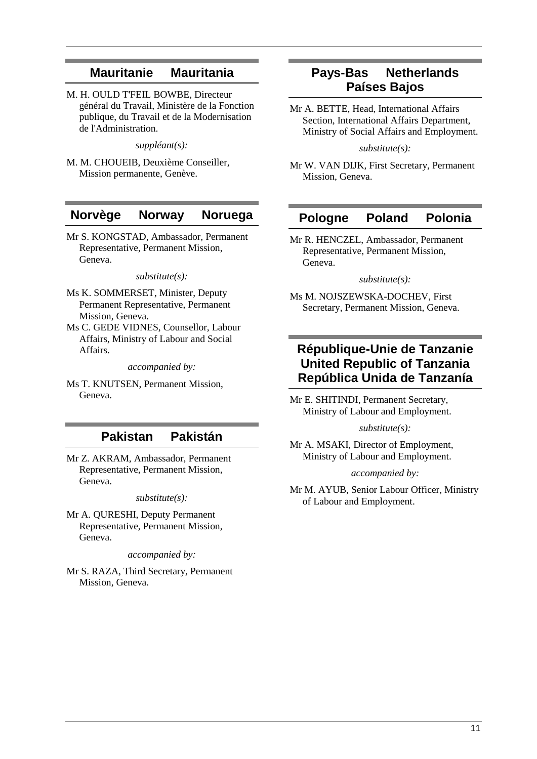## Mauritanie Mauritania

M. H. OULD T'FEIL BOWBE, Directeur général du Travail, Ministère de la Fonction publique, du Travail et de la Modernisation de l'Administration.

*suppléant(s):*

M. M. CHOUEIB, Deuxième Conseiller, Mission permanente, Genève.

## Norvège Norway Noruega

Mr S. KONGSTAD, Ambassador, Permanent Representative, Permanent Mission, Geneva.

*substitute(s):*

Ms K. SOMMERSET, Minister, Deputy Permanent Representative, Permanent Mission, Geneva.

Ms C. GEDE VIDNES, Counsellor, Labour Affairs, Ministry of Labour and Social Affairs.

*accompanied by:*

Ms T. KNUTSEN, Permanent Mission, Geneva.

## Pakistan Pakistán

Mr Z. AKRAM, Ambassador, Permanent Representative, Permanent Mission, Geneva.

*substitute(s):*

Mr A. QURESHI, Deputy Permanent Representative, Permanent Mission, Geneva.

*accompanied by:*

Mr S. RAZA, Third Secretary, Permanent Mission, Geneva.

## Pays-Bas Netherlands Países Bajos

Mr A. BETTE, Head, International Affairs Section, International Affairs Department, Ministry of Social Affairs and Employment.

*substitute(s):*

Mr W. VAN DIJK, First Secretary, Permanent Mission, Geneva.

## Pologne Poland Polonia

Mr R. HENCZEL, Ambassador, Permanent Representative, Permanent Mission, Geneva.

*substitute(s):*

Ms M. NOJSZEWSKA-DOCHEV, First Secretary, Permanent Mission, Geneva.

## République-Unie de Tanzanie United Republic of Tanzania República Unida de Tanzanía

Mr E. SHITINDI, Permanent Secretary, Ministry of Labour and Employment.

*substitute(s):*

Mr A. MSAKI, Director of Employment, Ministry of Labour and Employment.

*accompanied by:*

Mr M. AYUB, Senior Labour Officer, Ministry of Labour and Employment.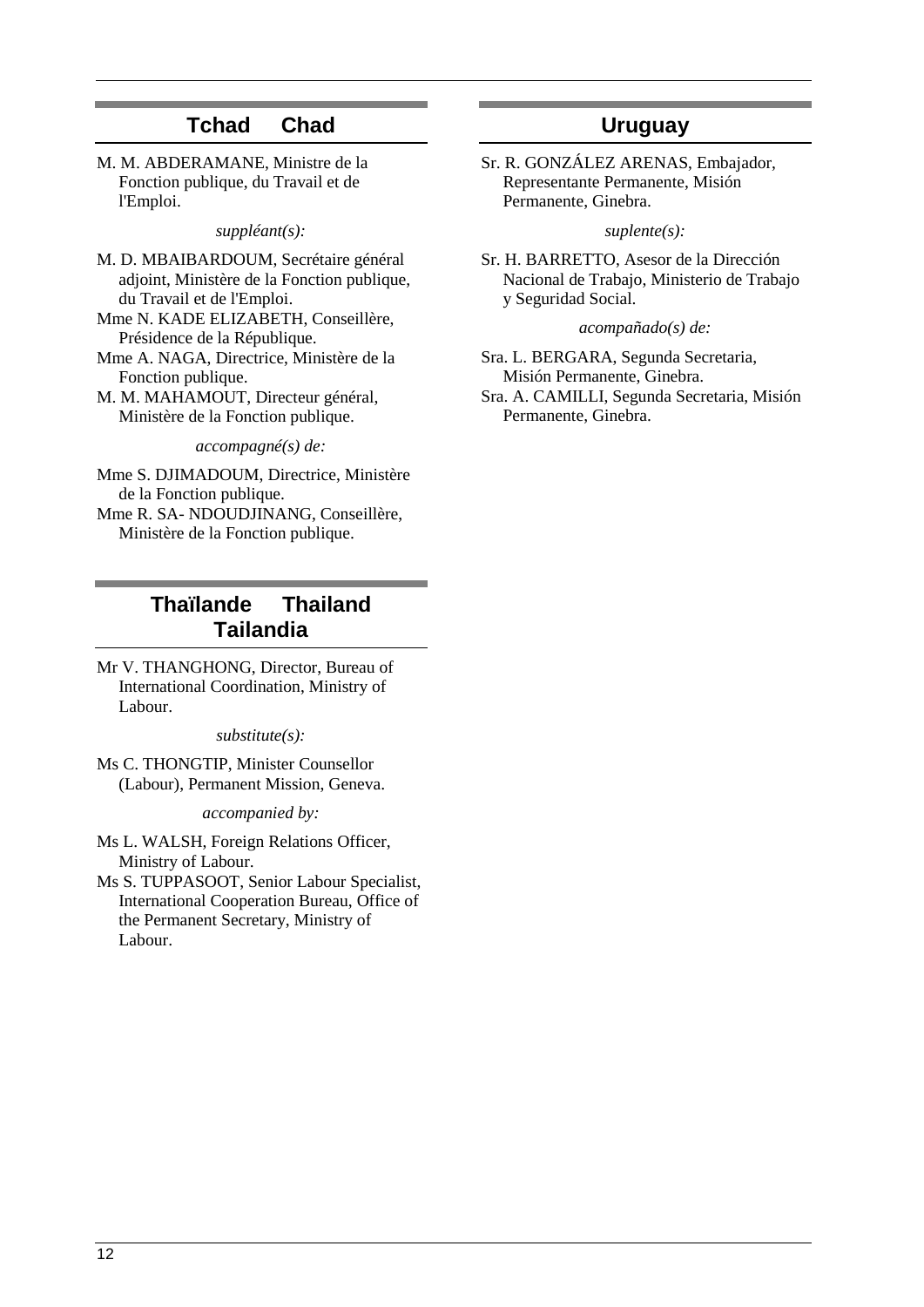## Tchad Chad

M. M. ABDERAMANE, Ministre de la Fonction publique, du Travail et de l'Emploi.

*suppléant(s):*

M. D. MBAIBARDOUM, Secrétaire général adjoint, Ministère de la Fonction publique, du Travail et de l'Emploi.

Mme N. KADE ELIZABETH, Conseillère, Présidence de la République.

Mme A. NAGA, Directrice, Ministère de la Fonction publique.

M. M. MAHAMOUT, Directeur général, Ministère de la Fonction publique.

*accompagné(s) de:*

Mme S. DJIMADOUM, Directrice, Ministère de la Fonction publique.

Mme R. SA- NDOUDJINANG, Conseillère, Ministère de la Fonction publique.

## Thaïlande Thailand Tailandia

Mr V. THANGHONG, Director, Bureau of International Coordination, Ministry of Labour.

*substitute(s):*

Ms C. THONGTIP, Minister Counsellor (Labour), Permanent Mission, Geneva.

*accompanied by:*

Ms L. WALSH, Foreign Relations Officer, Ministry of Labour.

Ms S. TUPPASOOT, Senior Labour Specialist, International Cooperation Bureau, Office of the Permanent Secretary, Ministry of Labour.

## Uruguay

Sr. R. GONZÁLEZ ARENAS, Embajador, Representante Permanente, Misión Permanente, Ginebra.

*suplente(s):*

Sr. H. BARRETTO, Asesor de la Dirección Nacional de Trabajo, Ministerio de Trabajo y Seguridad Social.

*acompañado(s) de:*

Sra. L. BERGARA, Segunda Secretaria, Misión Permanente, Ginebra.

Sra. A. CAMILLI, Segunda Secretaria, Misión Permanente, Ginebra.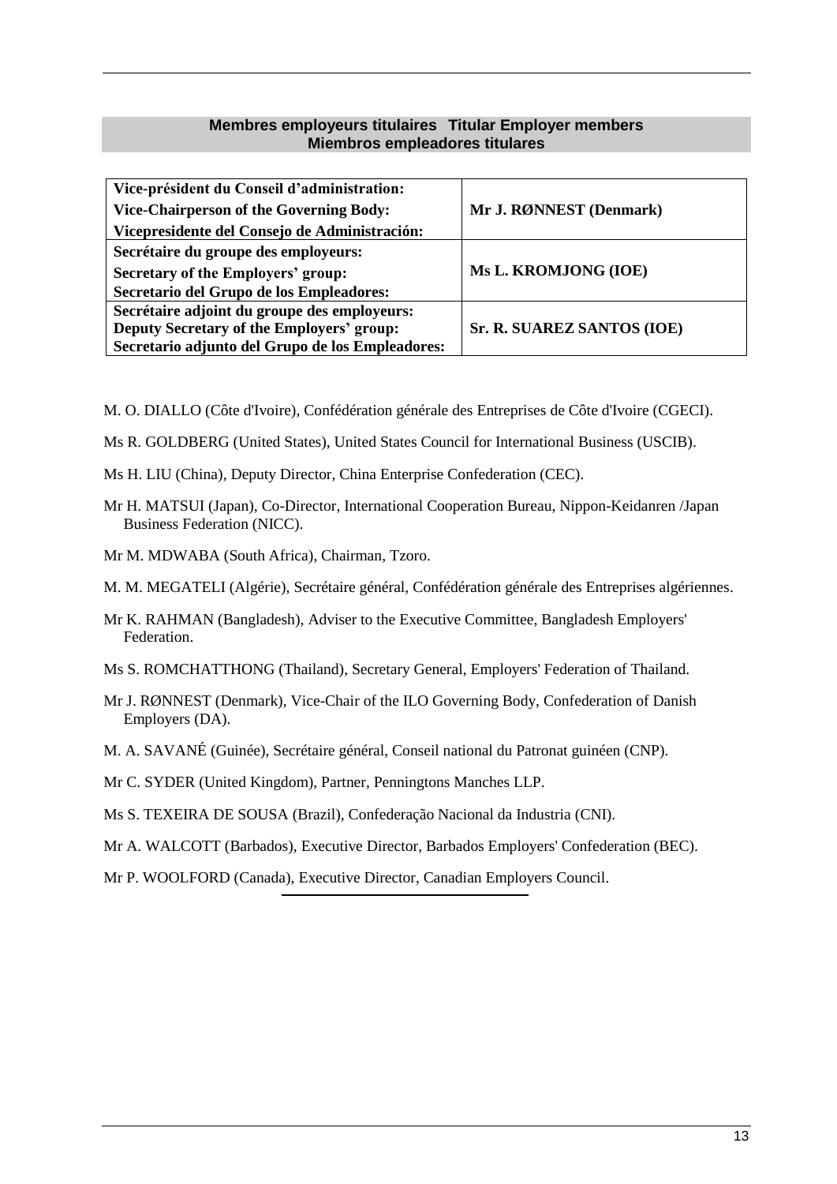## Membres employeurs titulaires Titular Employer members
## Miembros empleadores titulares

| | |
|---|---|
| **Vice-président du Conseil d'administration:**<br>**Vice-Chairperson of the Governing Body:**<br>**Vicepresidente del Consejo de Administración:** | **Mr J. RØNNEST (Denmark)** |
| **Secrétaire du groupe des employeurs:**<br>**Secretary of the Employers' group:**<br>**Secretario del Grupo de los Empleadores:** | **Ms L. KROMJONG (IOE)** |
| **Secrétaire adjoint du groupe des employeurs:**<br>**Deputy Secretary of the Employers' group:**<br>**Secretario adjunto del Grupo de los Empleadores:** | **Sr. R. SUAREZ SANTOS (IOE)** |

M. O. DIALLO (Côte d'Ivoire), Confédération générale des Entreprises de Côte d'Ivoire (CGECI).

Ms R. GOLDBERG (United States), United States Council for International Business (USCIB).

Ms H. LIU (China), Deputy Director, China Enterprise Confederation (CEC).

Mr H. MATSUI (Japan), Co-Director, International Cooperation Bureau, Nippon-Keidanren /Japan Business Federation (NICC).

Mr M. MDWABA (South Africa), Chairman, Tzoro.

M. M. MEGATELI (Algérie), Secrétaire général, Confédération générale des Entreprises algériennes.

Mr K. RAHMAN (Bangladesh), Adviser to the Executive Committee, Bangladesh Employers' Federation.

Ms S. ROMCHATTHONG (Thailand), Secretary General, Employers' Federation of Thailand.

Mr J. RØNNEST (Denmark), Vice-Chair of the ILO Governing Body, Confederation of Danish Employers (DA).

M. A. SAVANÉ (Guinée), Secrétaire général, Conseil national du Patronat guinéen (CNP).

Mr C. SYDER (United Kingdom), Partner, Penningtons Manches LLP.

Ms S. TEXEIRA DE SOUSA (Brazil), Confederação Nacional da Industria (CNI).

Mr A. WALCOTT (Barbados), Executive Director, Barbados Employers' Confederation (BEC).

Mr P. WOOLFORD (Canada), Executive Director, Canadian Employers Council.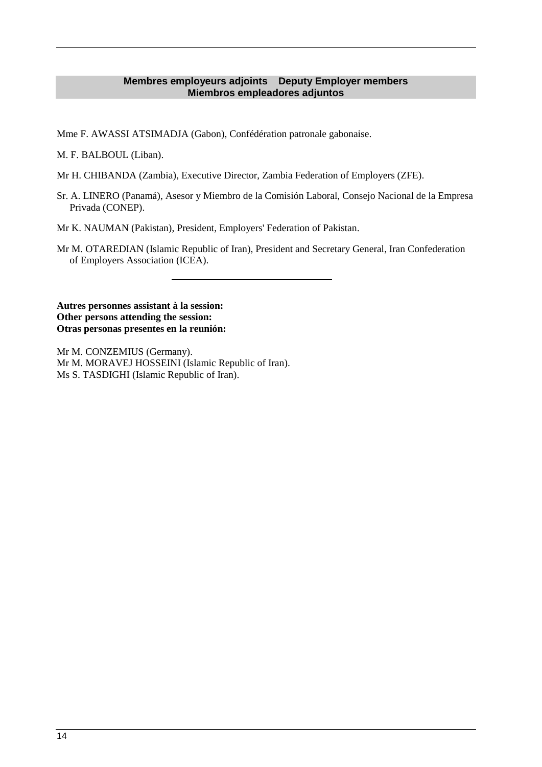## Membres employeurs adjoints Deputy Employer members Miembros empleadores adjuntos

Mme F. AWASSI ATSIMADJA (Gabon), Confédération patronale gabonaise.

M. F. BALBOUL (Liban).

Mr H. CHIBANDA (Zambia), Executive Director, Zambia Federation of Employers (ZFE).

Sr. A. LINERO (Panamá), Asesor y Miembro de la Comisión Laboral, Consejo Nacional de la Empresa Privada (CONEP).

Mr K. NAUMAN (Pakistan), President, Employers' Federation of Pakistan.

Mr M. OTAREDIAN (Islamic Republic of Iran), President and Secretary General, Iran Confederation of Employers Association (ICEA).

---

**Autres personnes assistant à la session:**
**Other persons attending the session:**
**Otras personas presentes en la reunión:**

Mr M. CONZEMIUS (Germany).
Mr M. MORAVEJ HOSSEINI (Islamic Republic of Iran).
Ms S. TASDIGHI (Islamic Republic of Iran).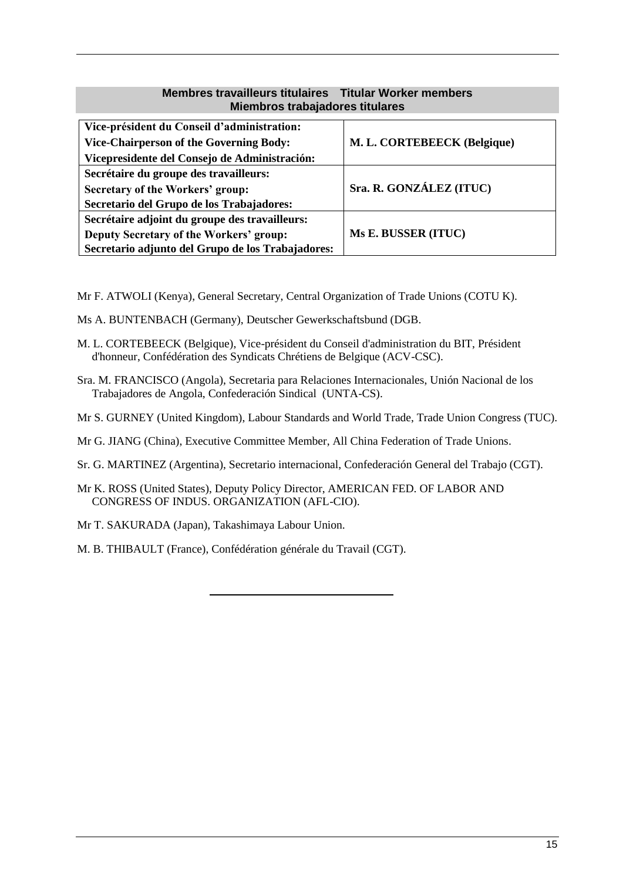## Membres travailleurs titulaires  Titular Worker members Miembros trabajadores titulares

| | |
|---|---|
| **Vice-président du Conseil d'administration:**<br>**Vice-Chairperson of the Governing Body:**<br>**Vicepresidente del Consejo de Administración:** | **M. L. CORTEBEECK (Belgique)** |
| **Secrétaire du groupe des travailleurs:**<br>**Secretary of the Workers' group:**<br>**Secretario del Grupo de los Trabajadores:** | **Sra. R. GONZÁLEZ (ITUC)** |
| **Secrétaire adjoint du groupe des travailleurs:**<br>**Deputy Secretary of the Workers' group:**<br>**Secretario adjunto del Grupo de los Trabajadores:** | **Ms E. BUSSER (ITUC)** |

Mr F. ATWOLI (Kenya), General Secretary, Central Organization of Trade Unions (COTU K).

Ms A. BUNTENBACH (Germany), Deutscher Gewerkschaftsbund (DGB.

M. L. CORTEBEECK (Belgique), Vice-président du Conseil d'administration du BIT, Président d'honneur, Confédération des Syndicats Chrétiens de Belgique (ACV-CSC).

Sra. M. FRANCISCO (Angola), Secretaria para Relaciones Internacionales, Unión Nacional de los Trabajadores de Angola, Confederación Sindical (UNTA-CS).

Mr S. GURNEY (United Kingdom), Labour Standards and World Trade, Trade Union Congress (TUC).

Mr G. JIANG (China), Executive Committee Member, All China Federation of Trade Unions.

Sr. G. MARTINEZ (Argentina), Secretario internacional, Confederación General del Trabajo (CGT).

Mr K. ROSS (United States), Deputy Policy Director, AMERICAN FED. OF LABOR AND CONGRESS OF INDUS. ORGANIZATION (AFL-CIO).

Mr T. SAKURADA (Japan), Takashimaya Labour Union.

M. B. THIBAULT (France), Confédération générale du Travail (CGT).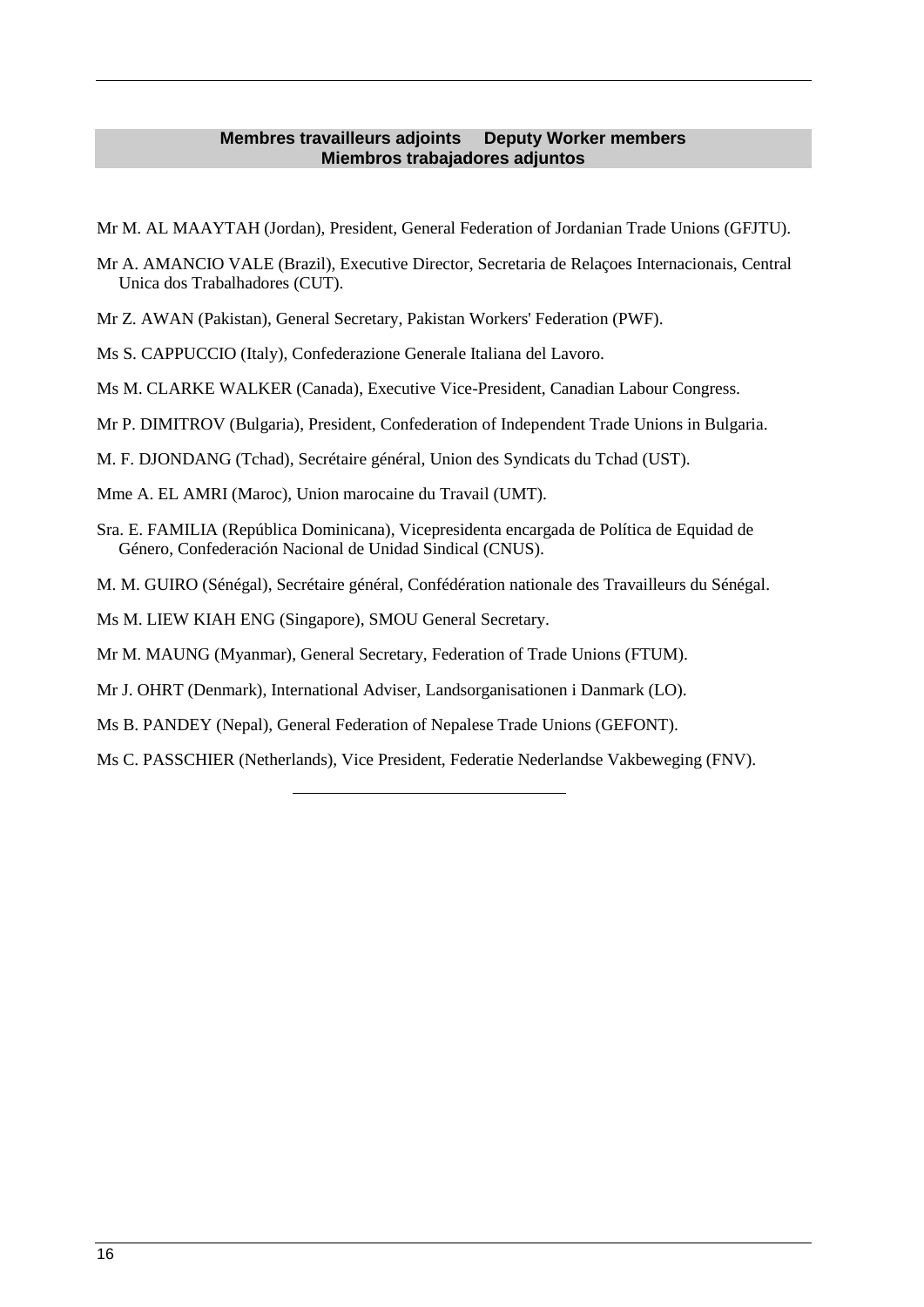## Membres travailleurs adjoints Deputy Worker members Miembros trabajadores adjuntos

Mr M. AL MAAYTAH (Jordan), President, General Federation of Jordanian Trade Unions (GFJTU).

Mr A. AMANCIO VALE (Brazil), Executive Director, Secretaria de Relaçoes Internacionais, Central Unica dos Trabalhadores (CUT).

Mr Z. AWAN (Pakistan), General Secretary, Pakistan Workers' Federation (PWF).

Ms S. CAPPUCCIO (Italy), Confederazione Generale Italiana del Lavoro.

Ms M. CLARKE WALKER (Canada), Executive Vice-President, Canadian Labour Congress.

Mr P. DIMITROV (Bulgaria), President, Confederation of Independent Trade Unions in Bulgaria.

M. F. DJONDANG (Tchad), Secrétaire général, Union des Syndicats du Tchad (UST).

Mme A. EL AMRI (Maroc), Union marocaine du Travail (UMT).

Sra. E. FAMILIA (República Dominicana), Vicepresidenta encargada de Política de Equidad de Género, Confederación Nacional de Unidad Sindical (CNUS).

M. M. GUIRO (Sénégal), Secrétaire général, Confédération nationale des Travailleurs du Sénégal.

Ms M. LIEW KIAH ENG (Singapore), SMOU General Secretary.

Mr M. MAUNG (Myanmar), General Secretary, Federation of Trade Unions (FTUM).

Mr J. OHRT (Denmark), International Adviser, Landsorganisationen i Danmark (LO).

Ms B. PANDEY (Nepal), General Federation of Nepalese Trade Unions (GEFONT).

Ms C. PASSCHIER (Netherlands), Vice President, Federatie Nederlandse Vakbeweging (FNV).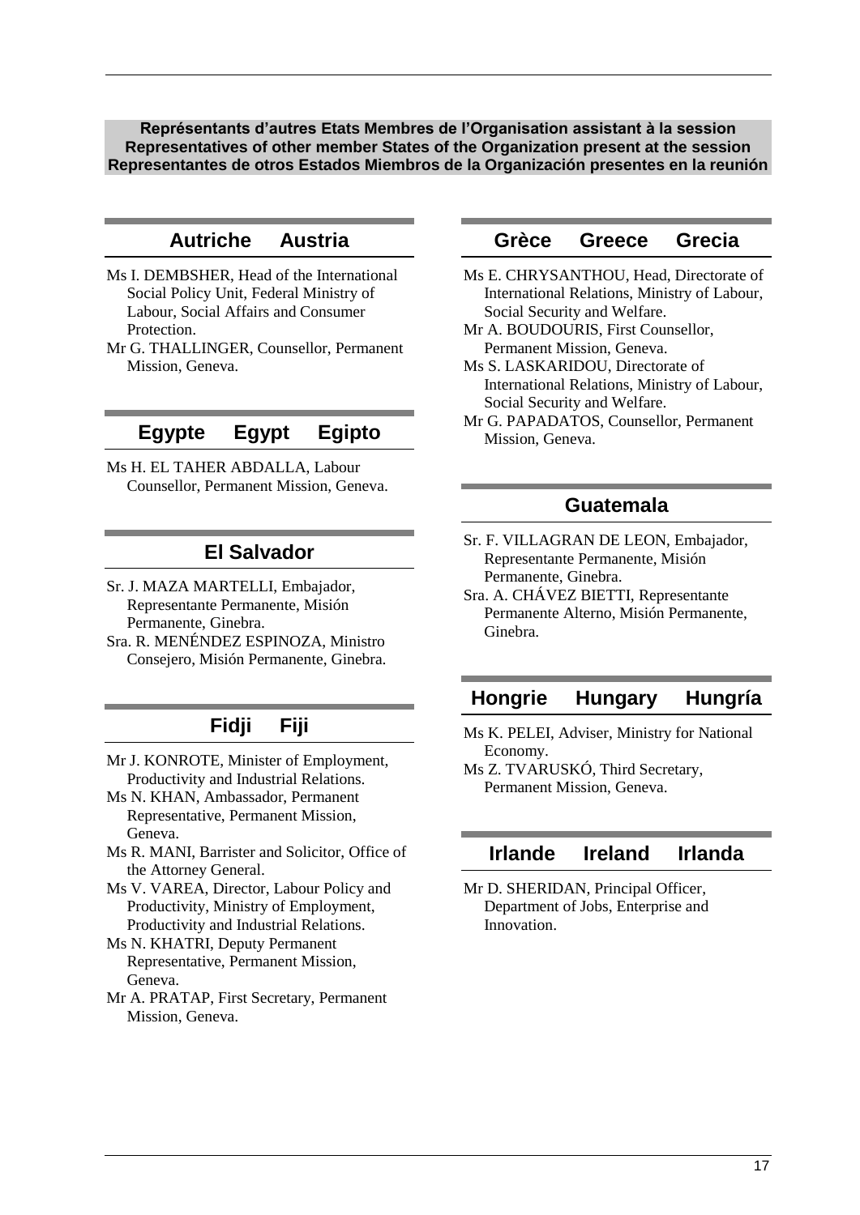**Représentants d'autres Etats Membres de l'Organisation assistant à la session**
**Representatives of other member States of the Organization present at the session**
**Representantes de otros Estados Miembros de la Organización presentes en la reunión**

## Autriche Austria

Ms I. DEMBSHER, Head of the International Social Policy Unit, Federal Ministry of Labour, Social Affairs and Consumer Protection.

Mr G. THALLINGER, Counsellor, Permanent Mission, Geneva.

## Egypte Egypt Egipto

Ms H. EL TAHER ABDALLA, Labour Counsellor, Permanent Mission, Geneva.

## El Salvador

Sr. J. MAZA MARTELLI, Embajador, Representante Permanente, Misión Permanente, Ginebra.

Sra. R. MENÉNDEZ ESPINOZA, Ministro Consejero, Misión Permanente, Ginebra.

## Fidji Fiji

Mr J. KONROTE, Minister of Employment, Productivity and Industrial Relations.

Ms N. KHAN, Ambassador, Permanent Representative, Permanent Mission, Geneva.

Ms R. MANI, Barrister and Solicitor, Office of the Attorney General.

Ms V. VAREA, Director, Labour Policy and Productivity, Ministry of Employment, Productivity and Industrial Relations.

Ms N. KHATRI, Deputy Permanent Representative, Permanent Mission, Geneva.

Mr A. PRATAP, First Secretary, Permanent Mission, Geneva.

## Grèce Greece Grecia

Ms E. CHRYSANTHOU, Head, Directorate of International Relations, Ministry of Labour, Social Security and Welfare.

Mr A. BOUDOURIS, First Counsellor, Permanent Mission, Geneva.

Ms S. LASKARIDOU, Directorate of International Relations, Ministry of Labour, Social Security and Welfare.

Mr G. PAPADATOS, Counsellor, Permanent Mission, Geneva.

## Guatemala

Sr. F. VILLAGRAN DE LEON, Embajador, Representante Permanente, Misión Permanente, Ginebra.

Sra. A. CHÁVEZ BIETTI, Representante Permanente Alterno, Misión Permanente, Ginebra.

## Hongrie Hungary Hungría

Ms K. PELEI, Adviser, Ministry for National Economy.

Ms Z. TVARUSKÓ, Third Secretary, Permanent Mission, Geneva.

## Irlande Ireland Irlanda

Mr D. SHERIDAN, Principal Officer, Department of Jobs, Enterprise and Innovation.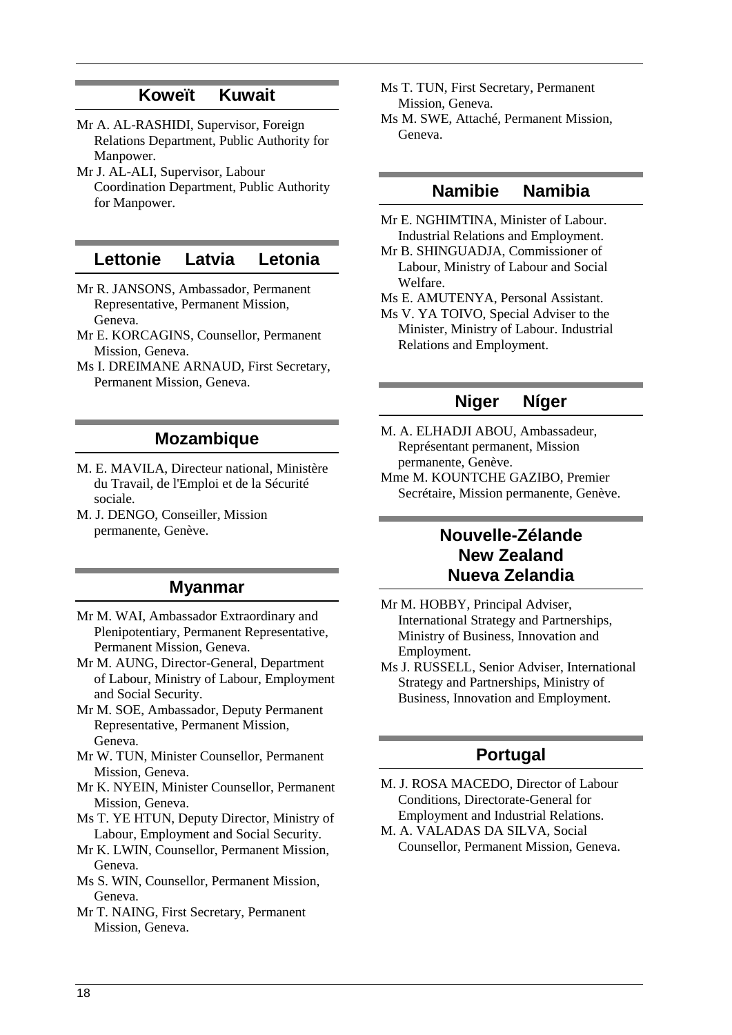## Koweït Kuwait

Mr A. AL-RASHIDI, Supervisor, Foreign Relations Department, Public Authority for Manpower.

Mr J. AL-ALI, Supervisor, Labour Coordination Department, Public Authority for Manpower.

## Lettonie Latvia Letonia

Mr R. JANSONS, Ambassador, Permanent Representative, Permanent Mission, Geneva.

Mr E. KORCAGINS, Counsellor, Permanent Mission, Geneva.

Ms I. DREIMANE ARNAUD, First Secretary, Permanent Mission, Geneva.

## Mozambique

M. E. MAVILA, Directeur national, Ministère du Travail, de l'Emploi et de la Sécurité sociale.

M. J. DENGO, Conseiller, Mission permanente, Genève.

## Myanmar

Mr M. WAI, Ambassador Extraordinary and Plenipotentiary, Permanent Representative, Permanent Mission, Geneva.

Mr M. AUNG, Director-General, Department of Labour, Ministry of Labour, Employment and Social Security.

Mr M. SOE, Ambassador, Deputy Permanent Representative, Permanent Mission, Geneva.

Mr W. TUN, Minister Counsellor, Permanent Mission, Geneva.

Mr K. NYEIN, Minister Counsellor, Permanent Mission, Geneva.

Ms T. YE HTUN, Deputy Director, Ministry of Labour, Employment and Social Security.

Mr K. LWIN, Counsellor, Permanent Mission, Geneva.

Ms S. WIN, Counsellor, Permanent Mission, Geneva.

Mr T. NAING, First Secretary, Permanent Mission, Geneva.

Ms T. TUN, First Secretary, Permanent Mission, Geneva.

Ms M. SWE, Attaché, Permanent Mission, Geneva.

## Namibie Namibia

Mr E. NGHIMTINA, Minister of Labour. Industrial Relations and Employment.

Mr B. SHINGUADJA, Commissioner of Labour, Ministry of Labour and Social Welfare.

Ms E. AMUTENYA, Personal Assistant.

Ms V. YA TOIVO, Special Adviser to the Minister, Ministry of Labour. Industrial Relations and Employment.

## Niger Níger

M. A. ELHADJI ABOU, Ambassadeur, Représentant permanent, Mission permanente, Genève.

Mme M. KOUNTCHE GAZIBO, Premier Secrétaire, Mission permanente, Genève.

## Nouvelle-Zélande New Zealand Nueva Zelandia

Mr M. HOBBY, Principal Adviser, International Strategy and Partnerships, Ministry of Business, Innovation and Employment.

Ms J. RUSSELL, Senior Adviser, International Strategy and Partnerships, Ministry of Business, Innovation and Employment.

## Portugal

M. J. ROSA MACEDO, Director of Labour Conditions, Directorate-General for Employment and Industrial Relations.

M. A. VALADAS DA SILVA, Social Counsellor, Permanent Mission, Geneva.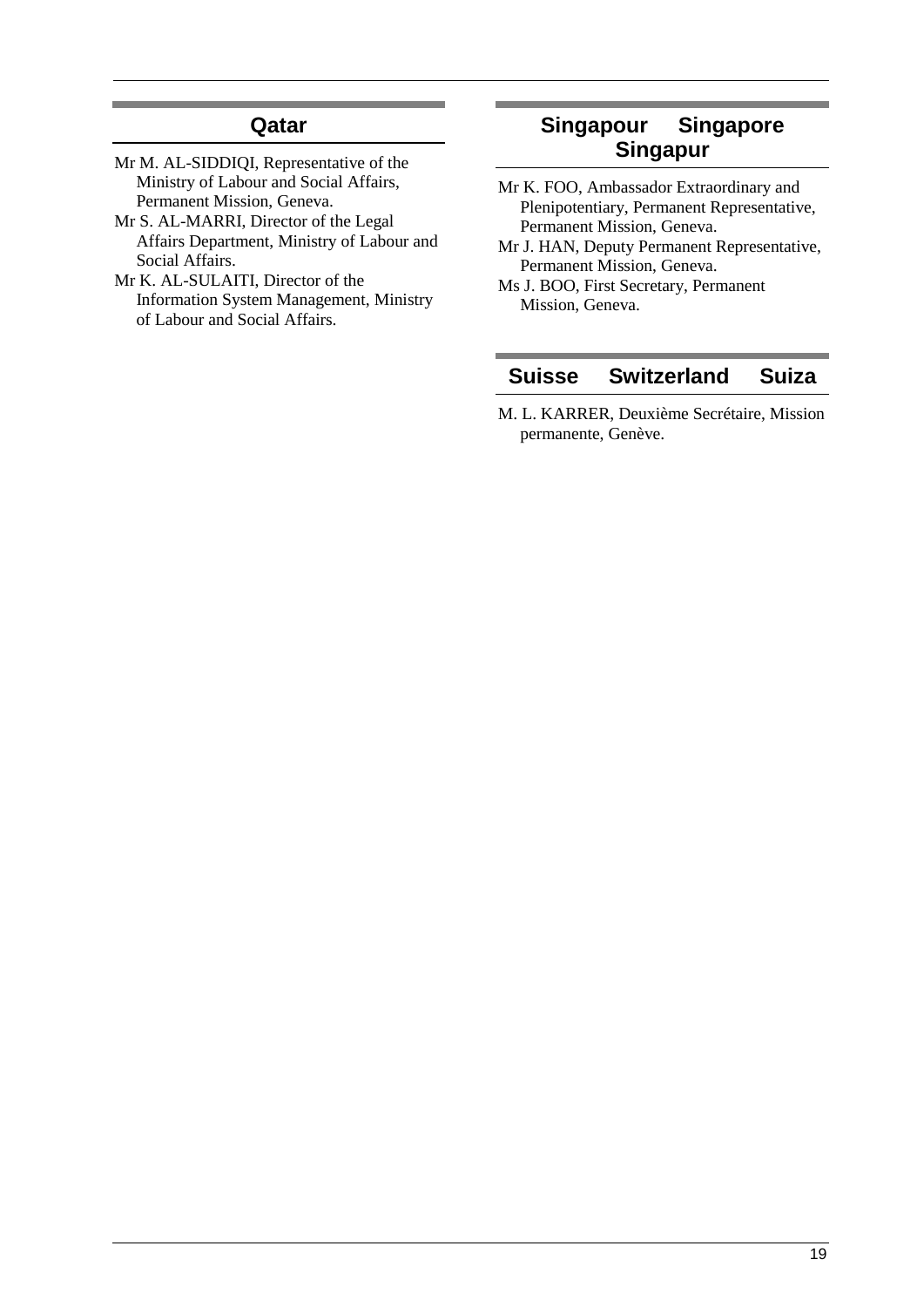## Qatar

Mr M. AL-SIDDIQI, Representative of the Ministry of Labour and Social Affairs, Permanent Mission, Geneva.

Mr S. AL-MARRI, Director of the Legal Affairs Department, Ministry of Labour and Social Affairs.

Mr K. AL-SULAITI, Director of the Information System Management, Ministry of Labour and Social Affairs.

## Singapour Singapore Singapur

Mr K. FOO, Ambassador Extraordinary and Plenipotentiary, Permanent Representative, Permanent Mission, Geneva.

Mr J. HAN, Deputy Permanent Representative, Permanent Mission, Geneva.

Ms J. BOO, First Secretary, Permanent Mission, Geneva.

## Suisse Switzerland Suiza

M. L. KARRER, Deuxième Secrétaire, Mission permanente, Genève.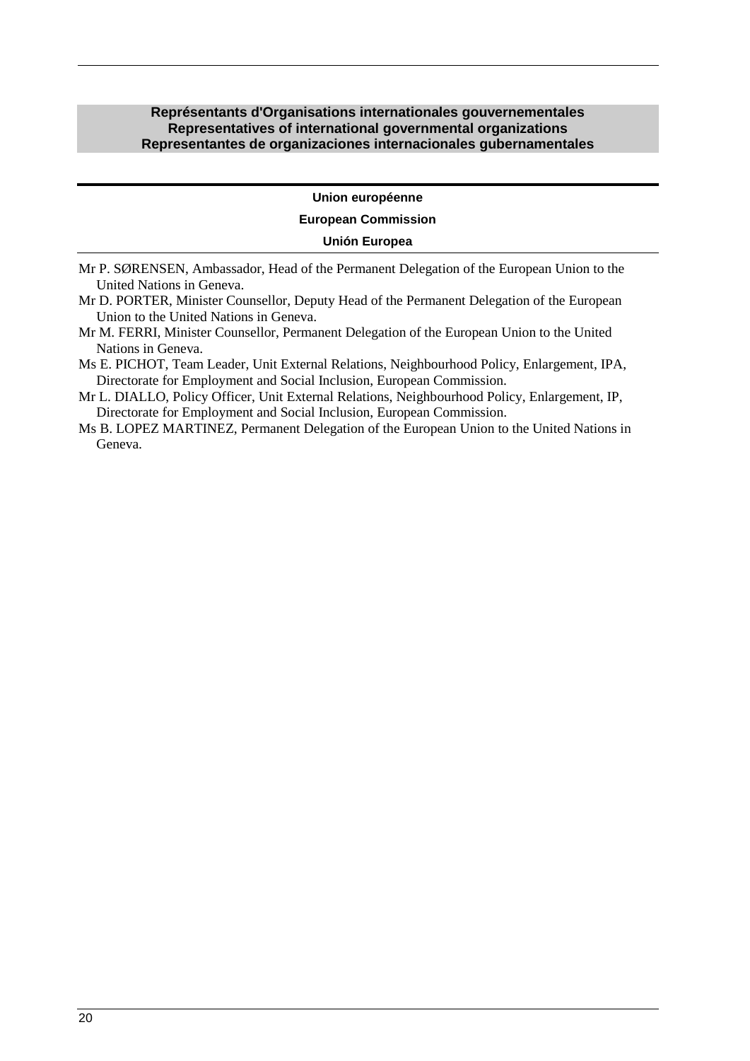## Représentants d'Organisations internationales gouvernementales
## Representatives of international governmental organizations
## Representantes de organizaciones internacionales gubernamentales

### Union européenne

### European Commission

### Unión Europea

Mr P. SØRENSEN, Ambassador, Head of the Permanent Delegation of the European Union to the United Nations in Geneva.

Mr D. PORTER, Minister Counsellor, Deputy Head of the Permanent Delegation of the European Union to the United Nations in Geneva.

Mr M. FERRI, Minister Counsellor, Permanent Delegation of the European Union to the United Nations in Geneva.

Ms E. PICHOT, Team Leader, Unit External Relations, Neighbourhood Policy, Enlargement, IPA, Directorate for Employment and Social Inclusion, European Commission.

Mr L. DIALLO, Policy Officer, Unit External Relations, Neighbourhood Policy, Enlargement, IP, Directorate for Employment and Social Inclusion, European Commission.

Ms B. LOPEZ MARTINEZ, Permanent Delegation of the European Union to the United Nations in Geneva.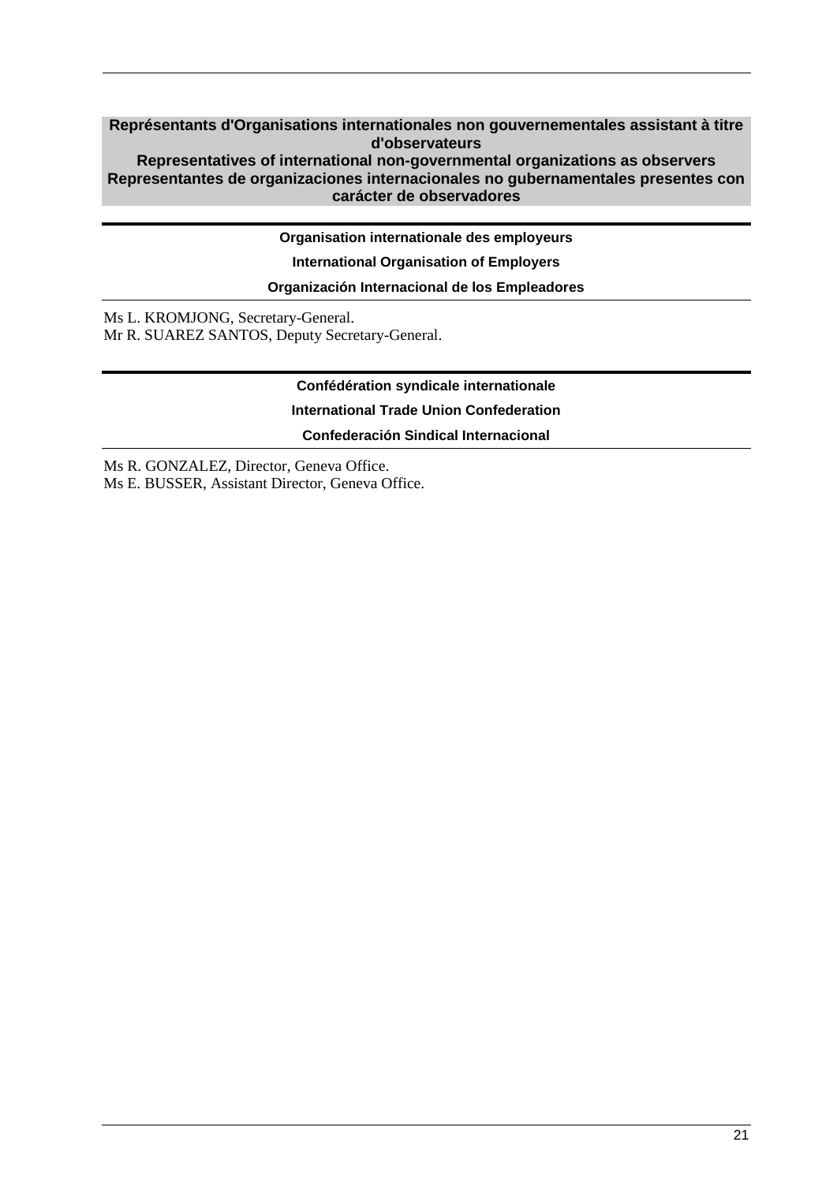## Représentants d'Organisations internationales non gouvernementales assistant à titre d'observateurs
## Representatives of international non-governmental organizations as observers
## Representantes de organizaciones internacionales no gubernamentales presentes con carácter de observadores

### Organisation internationale des employeurs
### International Organisation of Employers
### Organización Internacional de los Empleadores

Ms L. KROMJONG, Secretary-General.
Mr R. SUAREZ SANTOS, Deputy Secretary-General.

### Confédération syndicale internationale
### International Trade Union Confederation
### Confederación Sindical Internacional

Ms R. GONZALEZ, Director, Geneva Office.
Ms E. BUSSER, Assistant Director, Geneva Office.